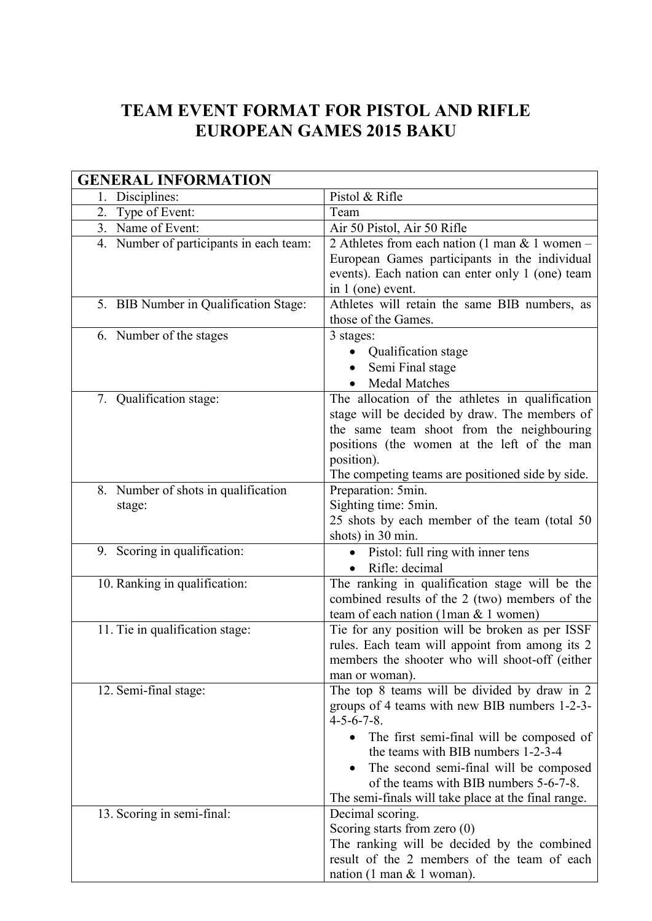# TEAM EVENT FORMAT FOR PISTOL AND RIFLE EUROPEAN GAMES 2015 BAKU

| GENERAL INFORMATION | |
|---|---|
| 1. Disciplines: | Pistol & Rifle |
| 2. Type of Event: | Team |
| 3. Name of Event: | Air 50 Pistol, Air 50 Rifle |
| 4. Number of participants in each team: | 2 Athletes from each nation (1 man & 1 women – European Games participants in the individual events). Each nation can enter only 1 (one) team in 1 (one) event. |
| 5. BIB Number in Qualification Stage: | Athletes will retain the same BIB numbers, as those of the Games. |
| 6. Number of the stages | 3 stages:<br>• Qualification stage<br>• Semi Final stage<br>• Medal Matches |
| 7. Qualification stage: | The allocation of the athletes in qualification stage will be decided by draw. The members of the same team shoot from the neighbouring positions (the women at the left of the man position).<br>The competing teams are positioned side by side. |
| 8. Number of shots in qualification stage: | Preparation: 5min.<br>Sighting time: 5min.<br>25 shots by each member of the team (total 50 shots) in 30 min. |
| 9. Scoring in qualification: | • Pistol: full ring with inner tens<br>• Rifle: decimal |
| 10. Ranking in qualification: | The ranking in qualification stage will be the combined results of the 2 (two) members of the team of each nation (1man & 1 women) |
| 11. Tie in qualification stage: | Tie for any position will be broken as per ISSF rules. Each team will appoint from among its 2 members the shooter who will shoot-off (either man or woman). |
| 12. Semi-final stage: | The top 8 teams will be divided by draw in 2 groups of 4 teams with new BIB numbers 1-2-3-4-5-6-7-8.<br>• The first semi-final will be composed of the teams with BIB numbers 1-2-3-4<br>• The second semi-final will be composed of the teams with BIB numbers 5-6-7-8.<br>The semi-finals will take place at the final range. |
| 13. Scoring in semi-final: | Decimal scoring.<br>Scoring starts from zero (0)<br>The ranking will be decided by the combined result of the 2 members of the team of each nation (1 man & 1 woman). |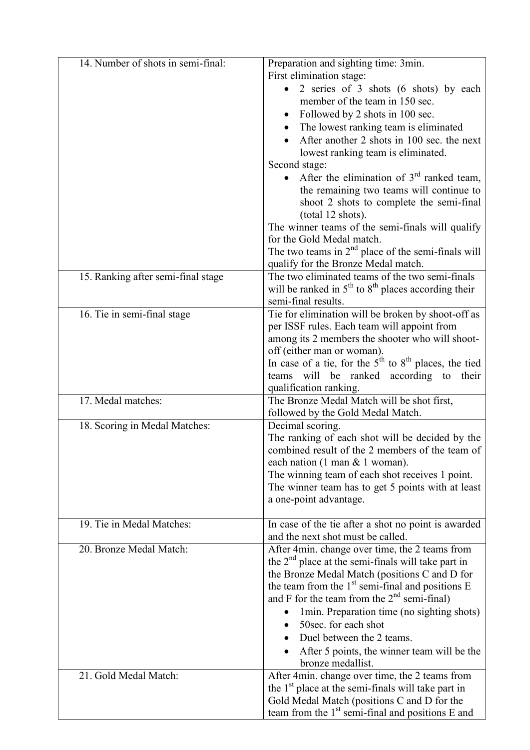| | |
|---|---|
| 14. Number of shots in semi-final: | Preparation and sighting time: 3min.<br>First elimination stage:<br>• 2 series of 3 shots (6 shots) by each member of the team in 150 sec.<br>• Followed by 2 shots in 100 sec.<br>• The lowest ranking team is eliminated<br>• After another 2 shots in 100 sec. the next lowest ranking team is eliminated.<br>Second stage:<br>• After the elimination of 3rd ranked team, the remaining two teams will continue to shoot 2 shots to complete the semi-final (total 12 shots).<br>The winner teams of the semi-finals will qualify for the Gold Medal match.<br>The two teams in 2nd place of the semi-finals will qualify for the Bronze Medal match. |
| 15. Ranking after semi-final stage | The two eliminated teams of the two semi-finals will be ranked in 5th to 8th places according their semi-final results. |
| 16. Tie in semi-final stage | Tie for elimination will be broken by shoot-off as per ISSF rules. Each team will appoint from among its 2 members the shooter who will shoot-off (either man or woman).<br>In case of a tie, for the 5th to 8th places, the tied teams will be ranked according to their qualification ranking. |
| 17. Medal matches: | The Bronze Medal Match will be shot first, followed by the Gold Medal Match. |
| 18. Scoring in Medal Matches: | Decimal scoring.<br>The ranking of each shot will be decided by the combined result of the 2 members of the team of each nation (1 man & 1 woman).<br>The winning team of each shot receives 1 point. The winner team has to get 5 points with at least a one-point advantage. |
| 19. Tie in Medal Matches: | In case of the tie after a shot no point is awarded and the next shot must be called. |
| 20. Bronze Medal Match: | After 4min. change over time, the 2 teams from the 2nd place at the semi-finals will take part in the Bronze Medal Match (positions C and D for the team from the 1st semi-final and positions E and F for the team from the 2nd semi-final)<br>• 1min. Preparation time (no sighting shots)<br>• 50sec. for each shot<br>• Duel between the 2 teams.<br>• After 5 points, the winner team will be the bronze medallist. |
| 21. Gold Medal Match: | After 4min. change over time, the 2 teams from the 1st place at the semi-finals will take part in Gold Medal Match (positions C and D for the team from the 1st semi-final and positions E and |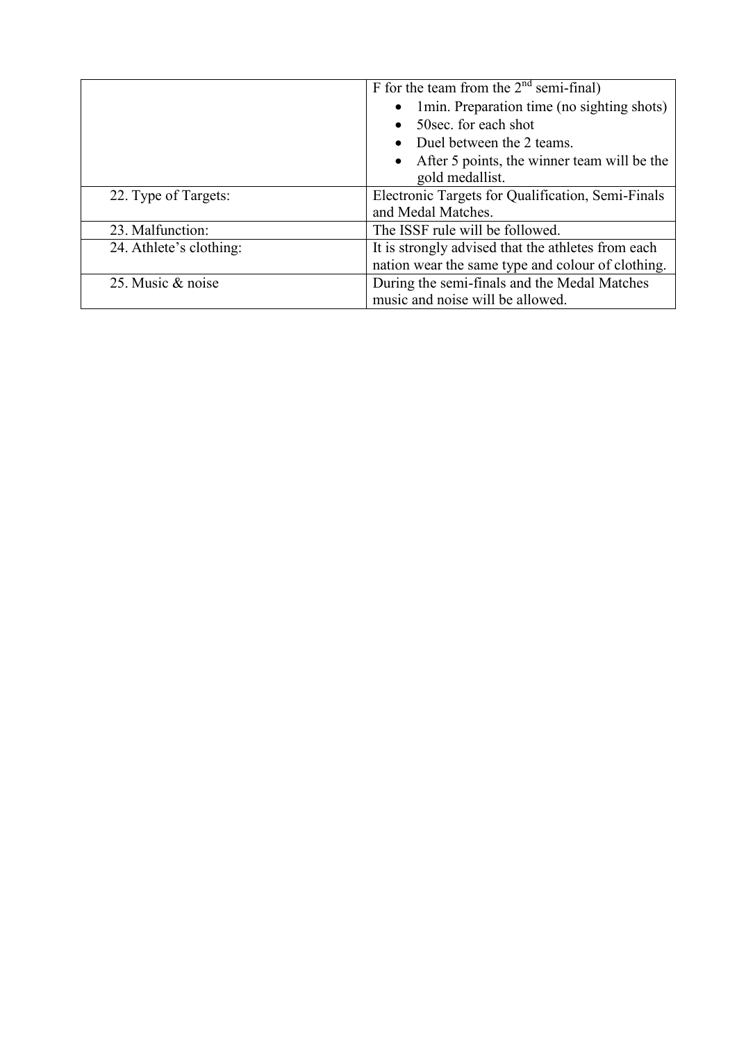| | |
|---|---|
| | F for the team from the 2nd semi-final)<br>• 1min. Preparation time (no sighting shots)<br>• 50sec. for each shot<br>• Duel between the 2 teams.<br>• After 5 points, the winner team will be the gold medallist. |
| 22. Type of Targets: | Electronic Targets for Qualification, Semi-Finals and Medal Matches. |
| 23. Malfunction: | The ISSF rule will be followed. |
| 24. Athlete's clothing: | It is strongly advised that the athletes from each nation wear the same type and colour of clothing. |
| 25. Music & noise | During the semi-finals and the Medal Matches music and noise will be allowed. |